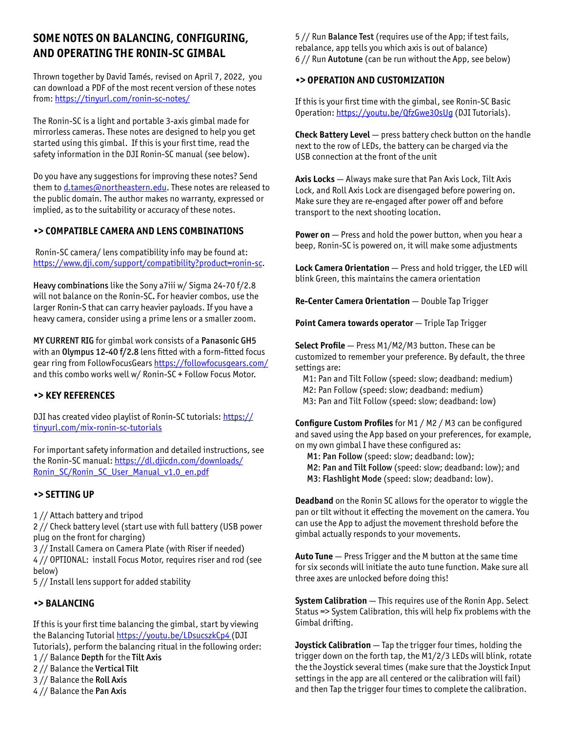# SOME NOTES ON BALANCING, CONFIGURING, AND OPERATING THE RONIN-SC GIMBAL

Thrown together by David Tamés, revised on April 7, 2022, you can download a PDF of the most recent version of these notes from: https://tinyurl.com/ronin-sc-notes/

The Ronin-SC is a light and portable 3-axis gimbal made for mirrorless cameras. These notes are designed to help you get started using this gimbal. If this is your first time, read the safety information in the DJI Ronin-SC manual (see below).

Do you have any suggestions for improving these notes? Send them to d.tames@northeastern.edu. These notes are released to the public domain. The author makes no warranty, expressed or implied, as to the suitability or accuracy of these notes.

## •> COMPATIBLE CAMERA AND LENS COMBINATIONS

Ronin-SC camera/ lens compatibility info may be found at: https://www.dji.com/support/compatibility?product=ronin-sc.

**Heavy combinations** like the Sony a7iii w/ Sigma 24-70 f/2.8 will not balance on the Ronin-SC. For heavier combos, use the larger Ronin-S that can carry heavier payloads. If you have a heavy camera, consider using a prime lens or a smaller zoom.

**MY CURRENT RIG** for gimbal work consists of a **Panasonic GH5** with an **Olympus 12-40 f/2.8** lens fitted with a form-fitted focus gear ring from FollowFocusGears https://followfocusgears.com/ and this combo works well w/ Ronin-SC + Follow Focus Motor.

## •> KEY REFERENCES

DJI has created video playlist of Ronin-SC tutorials: https://tinyurl.com/mix-ronin-sc-tutorials

For important safety information and detailed instructions, see the Ronin-SC manual: https://dl.djicdn.com/downloads/Ronin_SC/Ronin_SC_User_Manual_v1.0_en.pdf

## •> SETTING UP

1 // Attach battery and tripod
2 // Check battery level (start use with full battery (USB power plug on the front for charging)
3 // Install Camera on Camera Plate (with Riser if needed)
4 // OPTIONAL: install Focus Motor, requires riser and rod (see below)
5 // Install lens support for added stability

## •> BALANCING

If this is your first time balancing the gimbal, start by viewing the Balancing Tutorial https://youtu.be/LDsucszkCp4 (DJI Tutorials), perform the balancing ritual in the following order:
1 // Balance **Depth** for the **Tilt Axis**
2 // Balance the **Vertical Tilt**
3 // Balance the **Roll Axis**
4 // Balance the **Pan Axis**
5 // Run **Balance Test** (requires use of the App; if test fails, rebalance, app tells you which axis is out of balance)
6 // Run **Autotune** (can be run without the App, see below)

## •> OPERATION AND CUSTOMIZATION

If this is your first time with the gimbal, see Ronin-SC Basic Operation: https://youtu.be/QfzGwe3OsUg (DJI Tutorials).

**Check Battery Level** — press battery check button on the handle next to the row of LEDs, the battery can be charged via the USB connection at the front of the unit

**Axis Locks** — Always make sure that Pan Axis Lock, Tilt Axis Lock, and Roll Axis Lock are disengaged before powering on. Make sure they are re-engaged after power off and before transport to the next shooting location.

**Power on** — Press and hold the power button, when you hear a beep, Ronin-SC is powered on, it will make some adjustments

**Lock Camera Orientation** — Press and hold trigger, the LED will blink Green, this maintains the camera orientation

**Re-Center Camera Orientation** — Double Tap Trigger

**Point Camera towards operator** — Triple Tap Trigger

**Select Profile** — Press M1/M2/M3 button. These can be customized to remember your preference. By default, the three settings are:
M1: Pan and Tilt Follow (speed: slow; deadband: medium)
M2: Pan Follow (speed: slow; deadband: medium)
M3: Pan and Tilt Follow (speed: slow; deadband: low)

**Configure Custom Profiles** for M1 / M2 / M3 can be configured and saved using the App based on your preferences, for example, on my own gimbal I have these configured as:
**M1: Pan Follow** (speed: slow; deadband: low);
**M2: Pan and Tilt Follow** (speed: slow; deadband: low); and
**M3: Flashlight Mode** (speed: slow; deadband: low).

**Deadband** on the Ronin SC allows for the operator to wiggle the pan or tilt without it effecting the movement on the camera. You can use the App to adjust the movement threshold before the gimbal actually responds to your movements.

**Auto Tune** — Press Trigger and the M button at the same time for six seconds will initiate the auto tune function. Make sure all three axes are unlocked before doing this!

**System Calibration** — This requires use of the Ronin App. Select Status => System Calibration, this will help fix problems with the Gimbal drifting.

**Joystick Calibration** — Tap the trigger four times, holding the trigger down on the forth tap, the M1/2/3 LEDs will blink, rotate the the Joystick several times (make sure that the Joystick Input settings in the app are all centered or the calibration will fail) and then Tap the trigger four times to complete the calibration.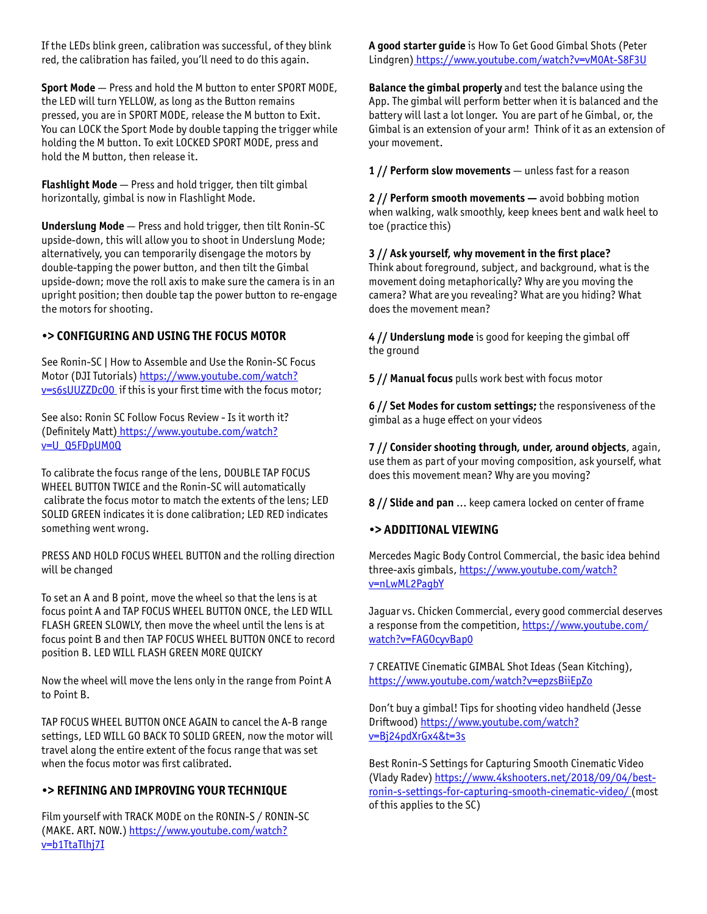If the LEDs blink green, calibration was successful, of they blink red, the calibration has failed, you'll need to do this again.

**Sport Mode** — Press and hold the M button to enter SPORT MODE, the LED will turn YELLOW, as long as the Button remains pressed, you are in SPORT MODE, release the M button to Exit. You can LOCK the Sport Mode by double tapping the trigger while holding the M button. To exit LOCKED SPORT MODE, press and hold the M button, then release it.

**Flashlight Mode** — Press and hold trigger, then tilt gimbal horizontally, gimbal is now in Flashlight Mode.

**Underslung Mode** — Press and hold trigger, then tilt Ronin-SC upside-down, this will allow you to shoot in Underslung Mode; alternatively, you can temporarily disengage the motors by double-tapping the power button, and then tilt the Gimbal upside-down; move the roll axis to make sure the camera is in an upright position; then double tap the power button to re-engage the motors for shooting.

### •> CONFIGURING AND USING THE FOCUS MOTOR

See Ronin-SC | How to Assemble and Use the Ronin-SC Focus Motor (DJI Tutorials) https://www.youtube.com/watch?v=s6sUUZZDc0O if this is your first time with the focus motor;

See also: Ronin SC Follow Focus Review - Is it worth it? (Definitely Matt) https://www.youtube.com/watch?v=U_Q5FDpUM0Q

To calibrate the focus range of the lens, DOUBLE TAP FOCUS WHEEL BUTTON TWICE and the Ronin-SC will automatically calibrate the focus motor to match the extents of the lens; LED SOLID GREEN indicates it is done calibration; LED RED indicates something went wrong.

PRESS AND HOLD FOCUS WHEEL BUTTON and the rolling direction will be changed

To set an A and B point, move the wheel so that the lens is at focus point A and TAP FOCUS WHEEL BUTTON ONCE, the LED WILL FLASH GREEN SLOWLY, then move the wheel until the lens is at focus point B and then TAP FOCUS WHEEL BUTTON ONCE to record position B. LED WILL FLASH GREEN MORE QUICKY

Now the wheel will move the lens only in the range from Point A to Point B.

TAP FOCUS WHEEL BUTTON ONCE AGAIN to cancel the A-B range settings, LED WILL GO BACK TO SOLID GREEN, now the motor will travel along the entire extent of the focus range that was set when the focus motor was first calibrated.

### •> REFINING AND IMPROVING YOUR TECHNIQUE

Film yourself with TRACK MODE on the RONIN-S / RONIN-SC (MAKE. ART. NOW.) https://www.youtube.com/watch?v=b1TtaTlhj7I

**A good starter guide** is How To Get Good Gimbal Shots (Peter Lindgren) https://www.youtube.com/watch?v=vM0At-S8F3U

**Balance the gimbal properly** and test the balance using the App. The gimbal will perform better when it is balanced and the battery will last a lot longer. You are part of he Gimbal, or, the Gimbal is an extension of your arm! Think of it as an extension of your movement.

**1 // Perform slow movements** — unless fast for a reason

**2 // Perform smooth movements —** avoid bobbing motion when walking, walk smoothly, keep knees bent and walk heel to toe (practice this)

**3 // Ask yourself, why movement in the first place?**
Think about foreground, subject, and background, what is the movement doing metaphorically? Why are you moving the camera? What are you revealing? What are you hiding? What does the movement mean?

**4 // Underslung mode** is good for keeping the gimbal off the ground

**5 // Manual focus** pulls work best with focus motor

**6 // Set Modes for custom settings;** the responsiveness of the gimbal as a huge effect on your videos

**7 // Consider shooting through, under, around objects**, again, use them as part of your moving composition, ask yourself, what does this movement mean? Why are you moving?

**8 // Slide and pan** … keep camera locked on center of frame

### •> ADDITIONAL VIEWING

Mercedes Magic Body Control Commercial, the basic idea behind three-axis gimbals, https://www.youtube.com/watch?v=nLwML2PagbY

Jaguar vs. Chicken Commercial, every good commercial deserves a response from the competition, https://www.youtube.com/watch?v=FAG0cyvBap0

7 CREATIVE Cinematic GIMBAL Shot Ideas (Sean Kitching), https://www.youtube.com/watch?v=epzsBiiEpZo

Don't buy a gimbal! Tips for shooting video handheld (Jesse Driftwood) https://www.youtube.com/watch?v=Bj24pdXrGx4&t=3s

Best Ronin-S Settings for Capturing Smooth Cinematic Video (Vlady Radev) https://www.4kshooters.net/2018/09/04/best-ronin-s-settings-for-capturing-smooth-cinematic-video/ (most of this applies to the SC)